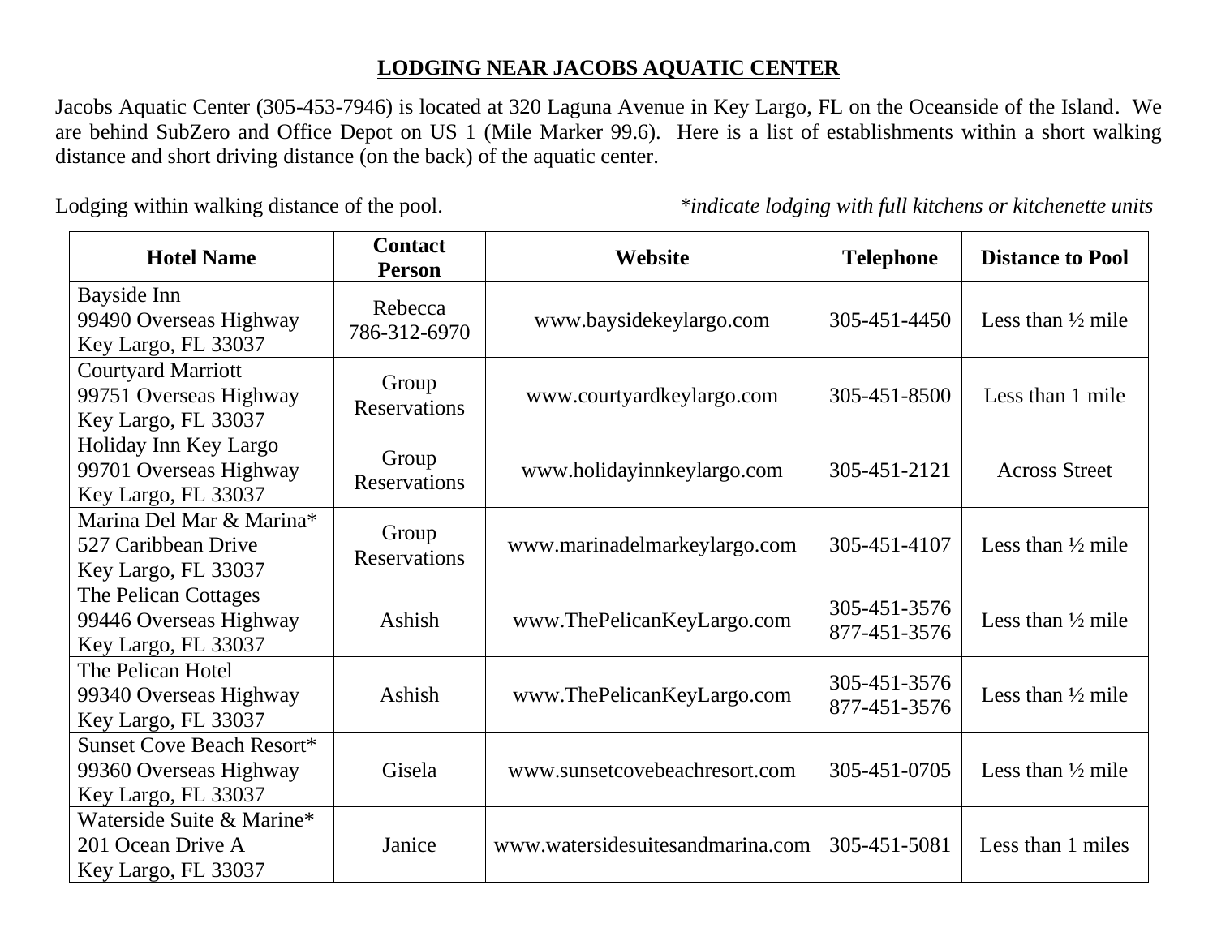# LODGING NEAR JACOBS AQUATIC CENTER

Jacobs Aquatic Center (305-453-7946) is located at 320 Laguna Avenue in Key Largo, FL on the Oceanside of the Island. We are behind SubZero and Office Depot on US 1 (Mile Marker 99.6). Here is a list of establishments within a short walking distance and short driving distance (on the back) of the aquatic center.

Lodging within walking distance of the pool. *\*indicate lodging with full kitchens or kitchenette units*

| Hotel Name | Contact Person | Website | Telephone | Distance to Pool |
|---|---|---|---|---|
| Bayside Inn<br>99490 Overseas Highway<br>Key Largo, FL 33037 | Rebecca<br>786-312-6970 | www.baysidekeylargo.com | 305-451-4450 | Less than ½ mile |
| Courtyard Marriott<br>99751 Overseas Highway<br>Key Largo, FL 33037 | Group Reservations | www.courtyardkeylargo.com | 305-451-8500 | Less than 1 mile |
| Holiday Inn Key Largo<br>99701 Overseas Highway<br>Key Largo, FL 33037 | Group Reservations | www.holidayinnkeylargo.com | 305-451-2121 | Across Street |
| Marina Del Mar & Marina*<br>527 Caribbean Drive<br>Key Largo, FL 33037 | Group Reservations | www.marinadelmarkeylargo.com | 305-451-4107 | Less than ½ mile |
| The Pelican Cottages<br>99446 Overseas Highway<br>Key Largo, FL 33037 | Ashish | www.ThePelicanKeyLargo.com | 305-451-3576<br>877-451-3576 | Less than ½ mile |
| The Pelican Hotel<br>99340 Overseas Highway<br>Key Largo, FL 33037 | Ashish | www.ThePelicanKeyLargo.com | 305-451-3576<br>877-451-3576 | Less than ½ mile |
| Sunset Cove Beach Resort*<br>99360 Overseas Highway<br>Key Largo, FL 33037 | Gisela | www.sunsetcovebeachresort.com | 305-451-0705 | Less than ½ mile |
| Waterside Suite & Marine*<br>201 Ocean Drive A<br>Key Largo, FL 33037 | Janice | www.watersidesuitesandmarina.com | 305-451-5081 | Less than 1 miles |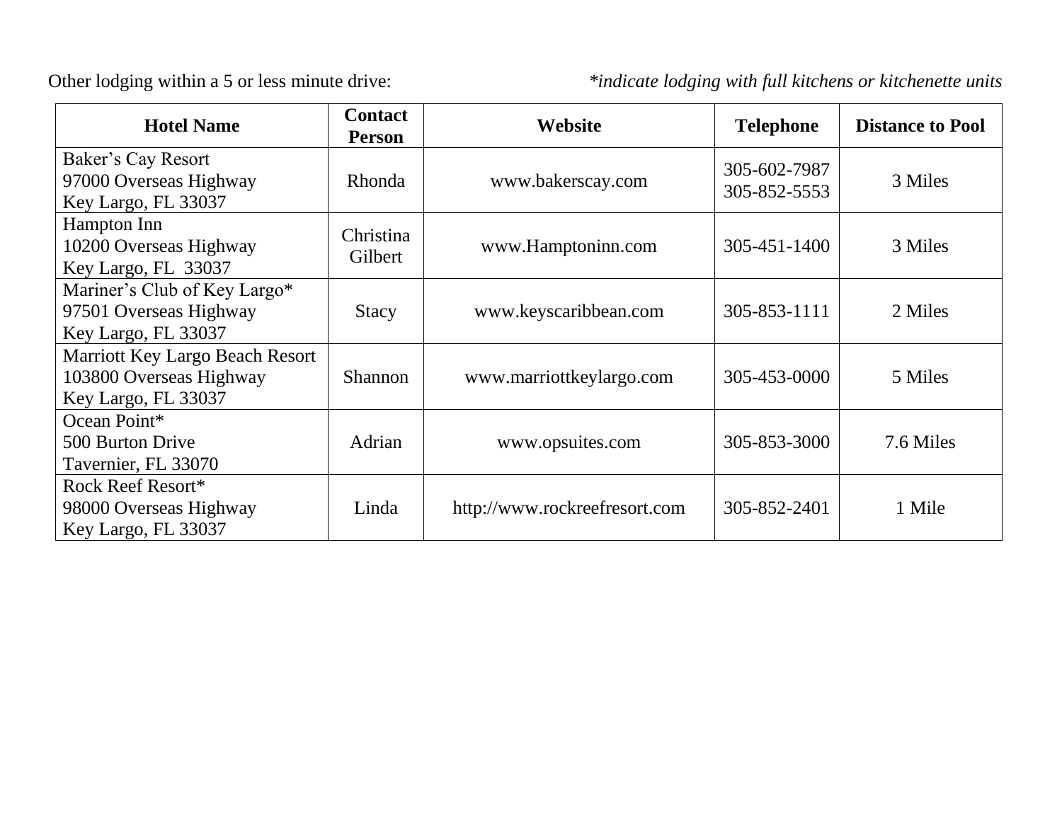Other lodging within a 5 or less minute drive: *\*indicate lodging with full kitchens or kitchenette units*

| Hotel Name | Contact Person | Website | Telephone | Distance to Pool |
|---|---|---|---|---|
| Baker's Cay Resort<br>97000 Overseas Highway<br>Key Largo, FL 33037 | Rhonda | www.bakerscay.com | 305-602-7987<br>305-852-5553 | 3 Miles |
| Hampton Inn<br>10200 Overseas Highway<br>Key Largo, FL 33037 | Christina Gilbert | www.Hamptoninn.com | 305-451-1400 | 3 Miles |
| Mariner's Club of Key Largo*<br>97501 Overseas Highway<br>Key Largo, FL 33037 | Stacy | www.keyscaribbean.com | 305-853-1111 | 2 Miles |
| Marriott Key Largo Beach Resort<br>103800 Overseas Highway<br>Key Largo, FL 33037 | Shannon | www.marriottkeylargo.com | 305-453-0000 | 5 Miles |
| Ocean Point*<br>500 Burton Drive<br>Tavernier, FL 33070 | Adrian | www.opsuites.com | 305-853-3000 | 7.6 Miles |
| Rock Reef Resort*<br>98000 Overseas Highway<br>Key Largo, FL 33037 | Linda | http://www.rockreefresort.com | 305-852-2401 | 1 Mile |